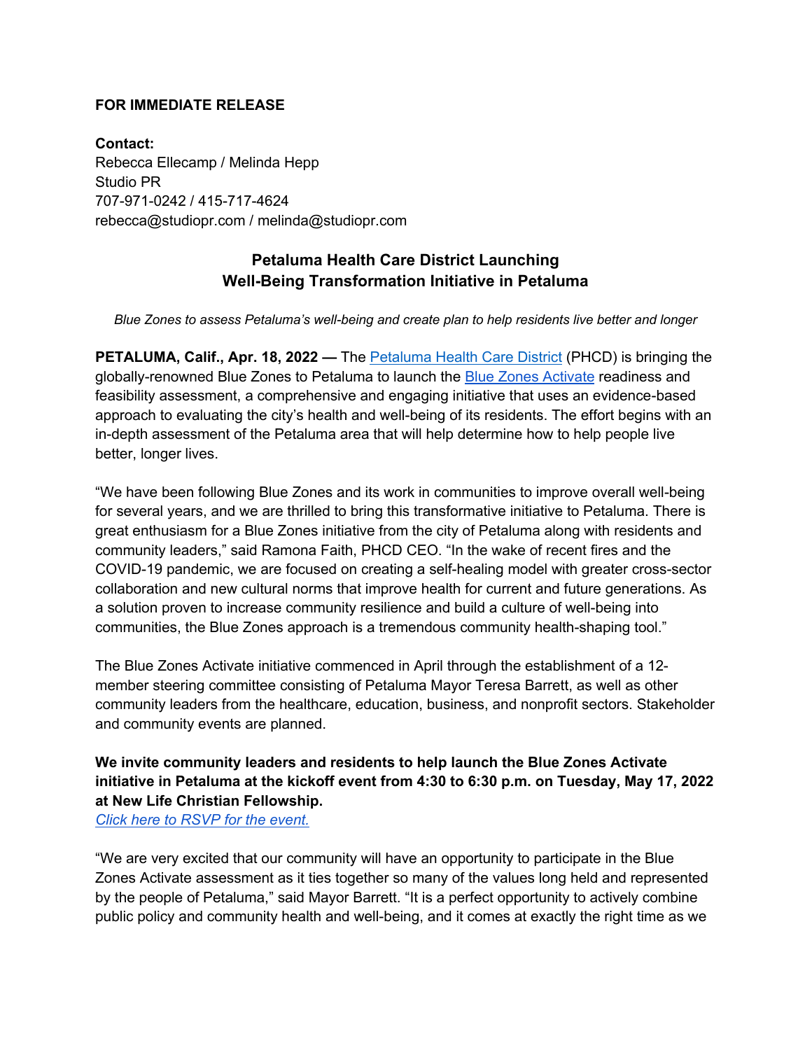**FOR IMMEDIATE RELEASE**

**Contact:**
Rebecca Ellecamp / Melinda Hepp
Studio PR
707-971-0242 / 415-717-4624
rebecca@studiopr.com / melinda@studiopr.com

## Petaluma Health Care District Launching Well-Being Transformation Initiative in Petaluma

*Blue Zones to assess Petaluma's well-being and create plan to help residents live better and longer*

**PETALUMA, Calif., Apr. 18, 2022 —** The Petaluma Health Care District (PHCD) is bringing the globally-renowned Blue Zones to Petaluma to launch the Blue Zones Activate readiness and feasibility assessment, a comprehensive and engaging initiative that uses an evidence-based approach to evaluating the city's health and well-being of its residents. The effort begins with an in-depth assessment of the Petaluma area that will help determine how to help people live better, longer lives.

"We have been following Blue Zones and its work in communities to improve overall well-being for several years, and we are thrilled to bring this transformative initiative to Petaluma. There is great enthusiasm for a Blue Zones initiative from the city of Petaluma along with residents and community leaders," said Ramona Faith, PHCD CEO. "In the wake of recent fires and the COVID-19 pandemic, we are focused on creating a self-healing model with greater cross-sector collaboration and new cultural norms that improve health for current and future generations. As a solution proven to increase community resilience and build a culture of well-being into communities, the Blue Zones approach is a tremendous community health-shaping tool."

The Blue Zones Activate initiative commenced in April through the establishment of a 12-member steering committee consisting of Petaluma Mayor Teresa Barrett, as well as other community leaders from the healthcare, education, business, and nonprofit sectors. Stakeholder and community events are planned.

**We invite community leaders and residents to help launch the Blue Zones Activate initiative in Petaluma at the kickoff event from 4:30 to 6:30 p.m. on Tuesday, May 17, 2022 at New Life Christian Fellowship.**
*Click here to RSVP for the event.*

"We are very excited that our community will have an opportunity to participate in the Blue Zones Activate assessment as it ties together so many of the values long held and represented by the people of Petaluma," said Mayor Barrett. "It is a perfect opportunity to actively combine public policy and community health and well-being, and it comes at exactly the right time as we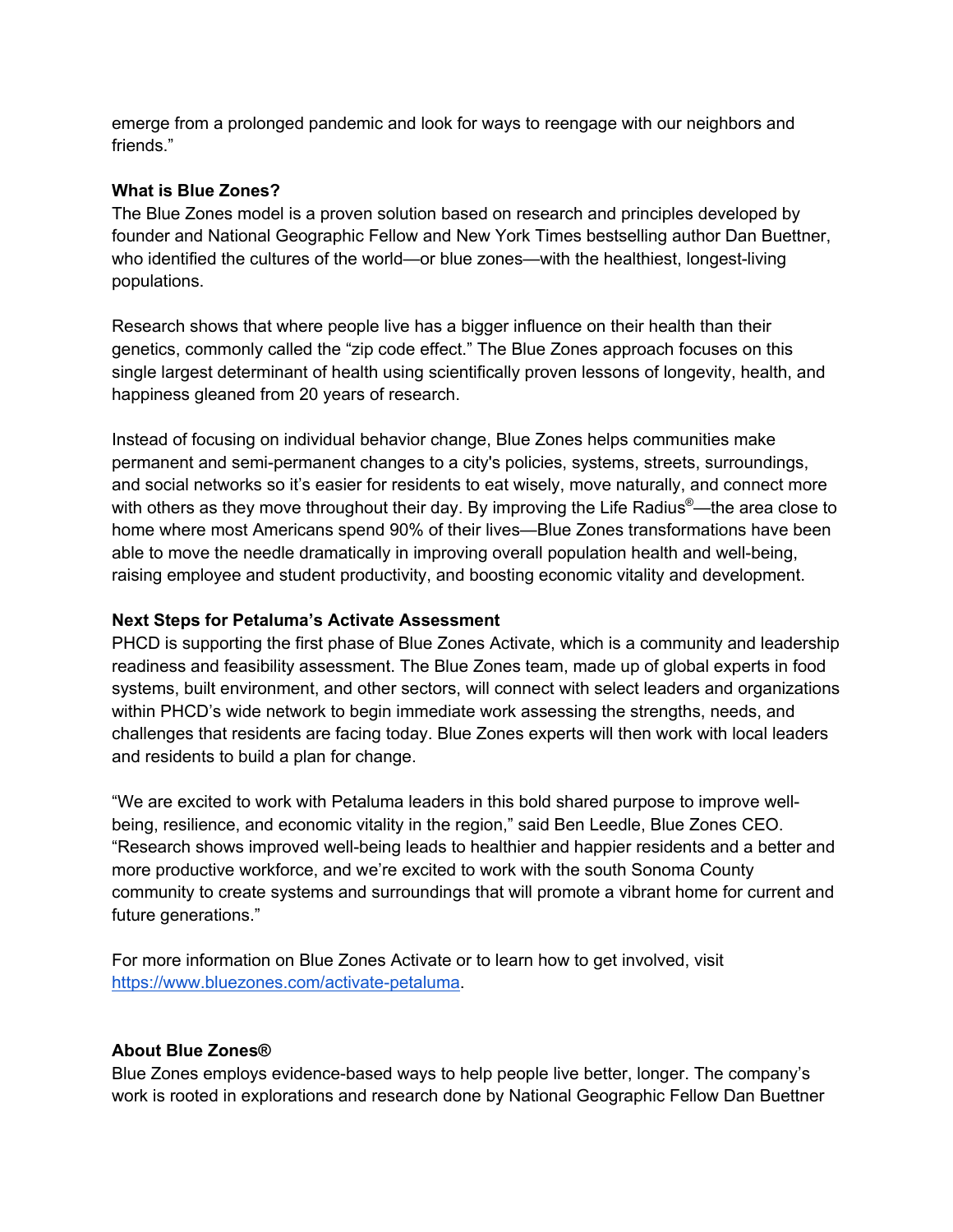emerge from a prolonged pandemic and look for ways to reengage with our neighbors and friends."

**What is Blue Zones?**

The Blue Zones model is a proven solution based on research and principles developed by founder and National Geographic Fellow and New York Times bestselling author Dan Buettner, who identified the cultures of the world—or blue zones—with the healthiest, longest-living populations.

Research shows that where people live has a bigger influence on their health than their genetics, commonly called the "zip code effect." The Blue Zones approach focuses on this single largest determinant of health using scientifically proven lessons of longevity, health, and happiness gleaned from 20 years of research.

Instead of focusing on individual behavior change, Blue Zones helps communities make permanent and semi-permanent changes to a city's policies, systems, streets, surroundings, and social networks so it's easier for residents to eat wisely, move naturally, and connect more with others as they move throughout their day. By improving the Life Radius®—the area close to home where most Americans spend 90% of their lives—Blue Zones transformations have been able to move the needle dramatically in improving overall population health and well-being, raising employee and student productivity, and boosting economic vitality and development.

**Next Steps for Petaluma's Activate Assessment**

PHCD is supporting the first phase of Blue Zones Activate, which is a community and leadership readiness and feasibility assessment. The Blue Zones team, made up of global experts in food systems, built environment, and other sectors, will connect with select leaders and organizations within PHCD's wide network to begin immediate work assessing the strengths, needs, and challenges that residents are facing today. Blue Zones experts will then work with local leaders and residents to build a plan for change.

"We are excited to work with Petaluma leaders in this bold shared purpose to improve well-being, resilience, and economic vitality in the region," said Ben Leedle, Blue Zones CEO. "Research shows improved well-being leads to healthier and happier residents and a better and more productive workforce, and we're excited to work with the south Sonoma County community to create systems and surroundings that will promote a vibrant home for current and future generations."

For more information on Blue Zones Activate or to learn how to get involved, visit https://www.bluezones.com/activate-petaluma.

**About Blue Zones®**

Blue Zones employs evidence-based ways to help people live better, longer. The company's work is rooted in explorations and research done by National Geographic Fellow Dan Buettner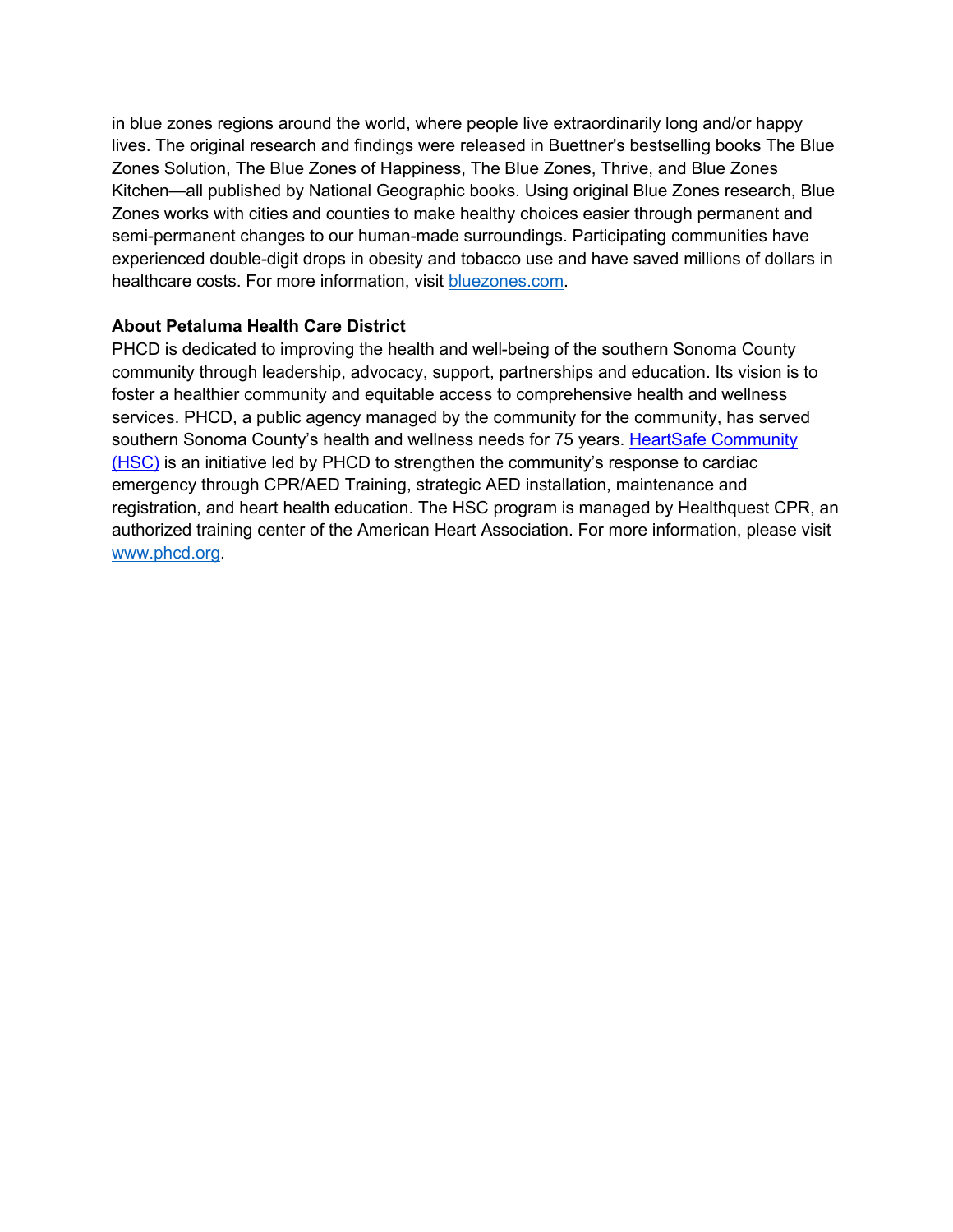in blue zones regions around the world, where people live extraordinarily long and/or happy lives. The original research and findings were released in Buettner's bestselling books The Blue Zones Solution, The Blue Zones of Happiness, The Blue Zones, Thrive, and Blue Zones Kitchen—all published by National Geographic books. Using original Blue Zones research, Blue Zones works with cities and counties to make healthy choices easier through permanent and semi-permanent changes to our human-made surroundings. Participating communities have experienced double-digit drops in obesity and tobacco use and have saved millions of dollars in healthcare costs. For more information, visit [bluezones.com](bluezones.com).

**About Petaluma Health Care District**
PHCD is dedicated to improving the health and well-being of the southern Sonoma County community through leadership, advocacy, support, partnerships and education. Its vision is to foster a healthier community and equitable access to comprehensive health and wellness services. PHCD, a public agency managed by the community for the community, has served southern Sonoma County's health and wellness needs for 75 years. HeartSafe Community (HSC) is an initiative led by PHCD to strengthen the community's response to cardiac emergency through CPR/AED Training, strategic AED installation, maintenance and registration, and heart health education. The HSC program is managed by Healthquest CPR, an authorized training center of the American Heart Association. For more information, please visit [www.phcd.org](www.phcd.org).